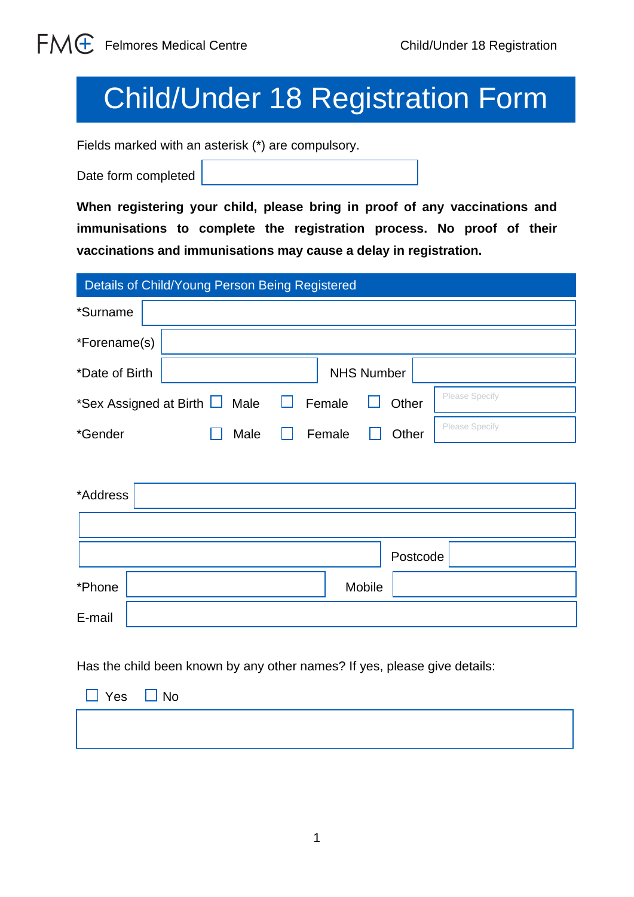# Child/Under 18 Registration Form

Fields marked with an asterisk (*) are compulsory.

Date form completed

**When registering your child, please bring in proof of any vaccinations and immunisations to complete the registration process. No proof of their vaccinations and immunisations may cause a delay in registration.**

## Details of Child/Young Person Being Registered

*Surname

*Forename(s)

*Date of Birth NHS Number

*Sex Assigned at Birth ☐ Male ☐ Female ☐ Other Please Specify

*Gender ☐ Male ☐ Female ☐ Other Please Specify

*Address

Postcode

*Phone Mobile

E-mail

Has the child been known by any other names? If yes, please give details:

☐ Yes ☐ No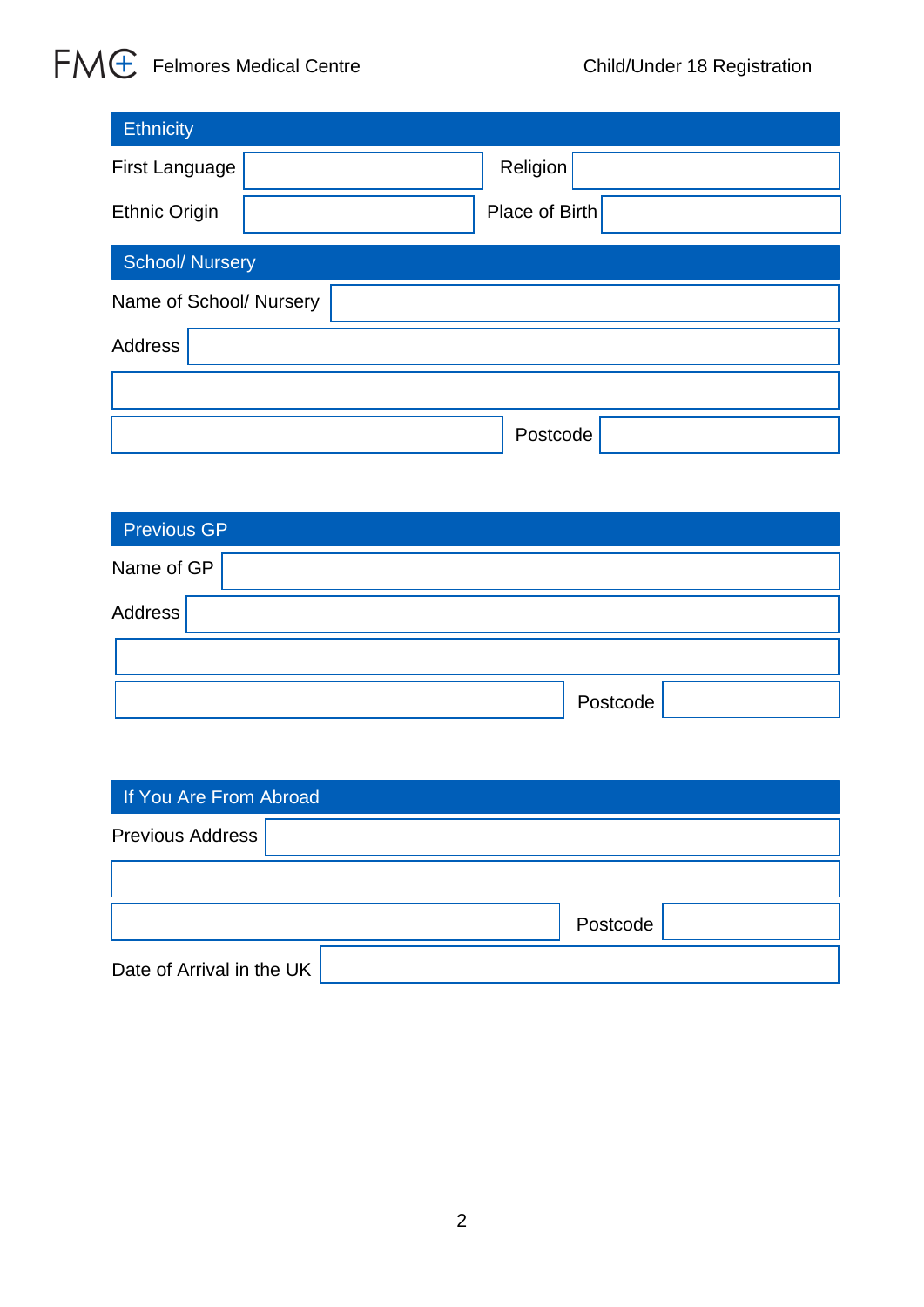## Ethnicity

| | | | |
|---|---|---|---|
| First Language | | Religion | |
| Ethnic Origin | | Place of Birth | |

## School/ Nursery

| | |
|---|---|
| Name of School/ Nursery | |
| Address | |
| | |
| Postcode | |

## Previous GP

| | |
|---|---|
| Name of GP | |
| Address | |
| | |
| Postcode | |

## If You Are From Abroad

| | |
|---|---|
| Previous Address | |
| | |
| Postcode | |
| Date of Arrival in the UK | |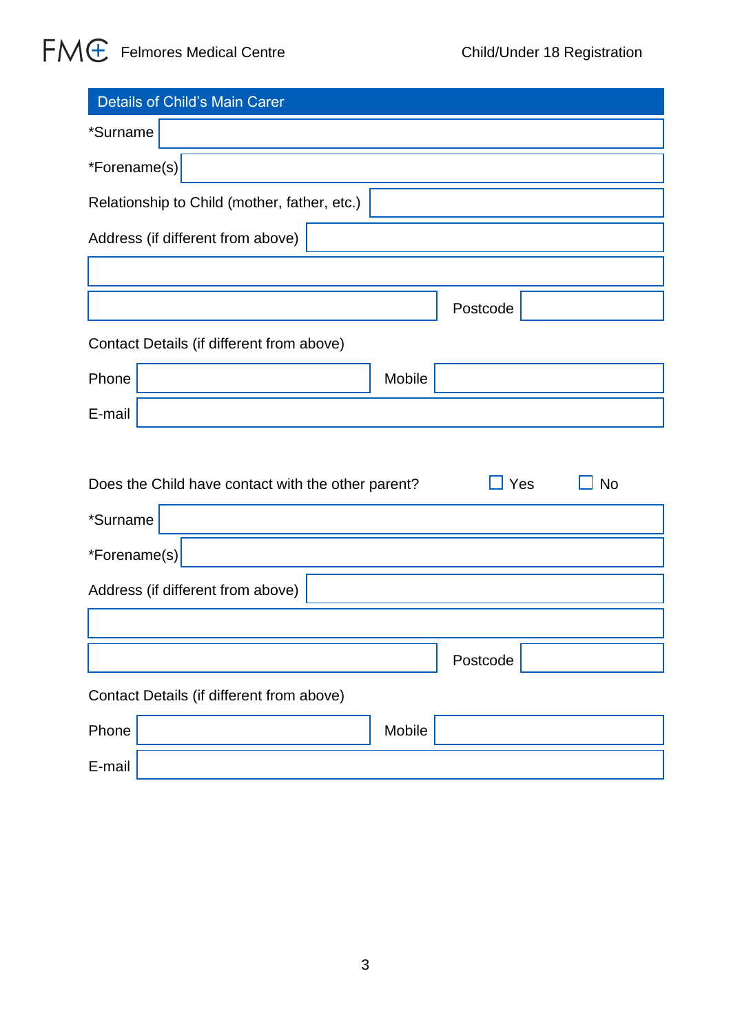## Details of Child's Main Carer

*Surname

*Forename(s)

Relationship to Child (mother, father, etc.)

Address (if different from above)

Postcode

Contact Details (if different from above)

Phone | Mobile

E-mail

Does the Child have contact with the other parent? ☐ Yes ☐ No

*Surname

*Forename(s)

Address (if different from above)

Postcode

Contact Details (if different from above)

Phone | Mobile

E-mail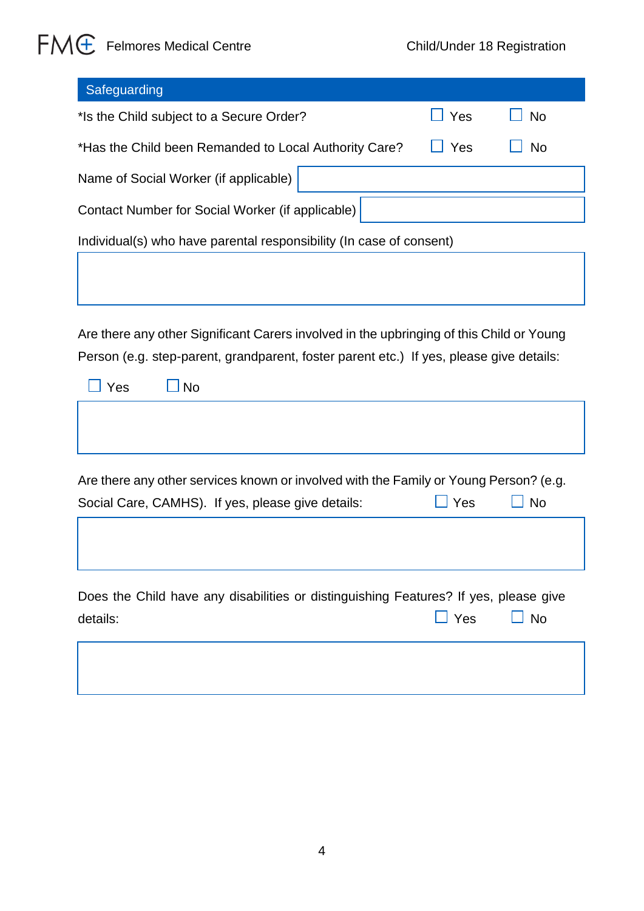## Safeguarding

*Is the Child subject to a Secure Order? ☐ Yes ☐ No

*Has the Child been Remanded to Local Authority Care? ☐ Yes ☐ No

Name of Social Worker (if applicable)

Contact Number for Social Worker (if applicable)

Individual(s) who have parental responsibility (In case of consent)

Are there any other Significant Carers involved in the upbringing of this Child or Young Person (e.g. step-parent, grandparent, foster parent etc.) If yes, please give details:

☐ Yes ☐ No

Are there any other services known or involved with the Family or Young Person? (e.g. Social Care, CAMHS). If yes, please give details: ☐ Yes ☐ No

Does the Child have any disabilities or distinguishing Features? If yes, please give details: ☐ Yes ☐ No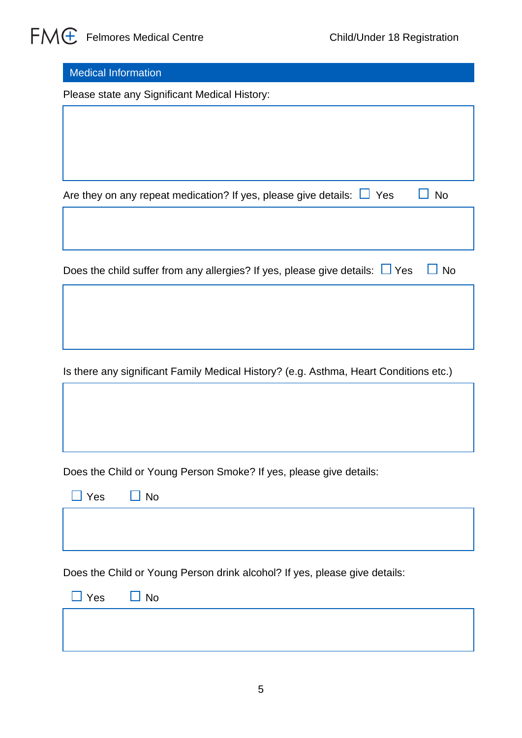## Medical Information

Please state any Significant Medical History:

Are they on any repeat medication? If yes, please give details: ☐ Yes ☐ No

Does the child suffer from any allergies? If yes, please give details: ☐ Yes ☐ No

Is there any significant Family Medical History? (e.g. Asthma, Heart Conditions etc.)

Does the Child or Young Person Smoke? If yes, please give details:

☐ Yes ☐ No

Does the Child or Young Person drink alcohol? If yes, please give details:

☐ Yes ☐ No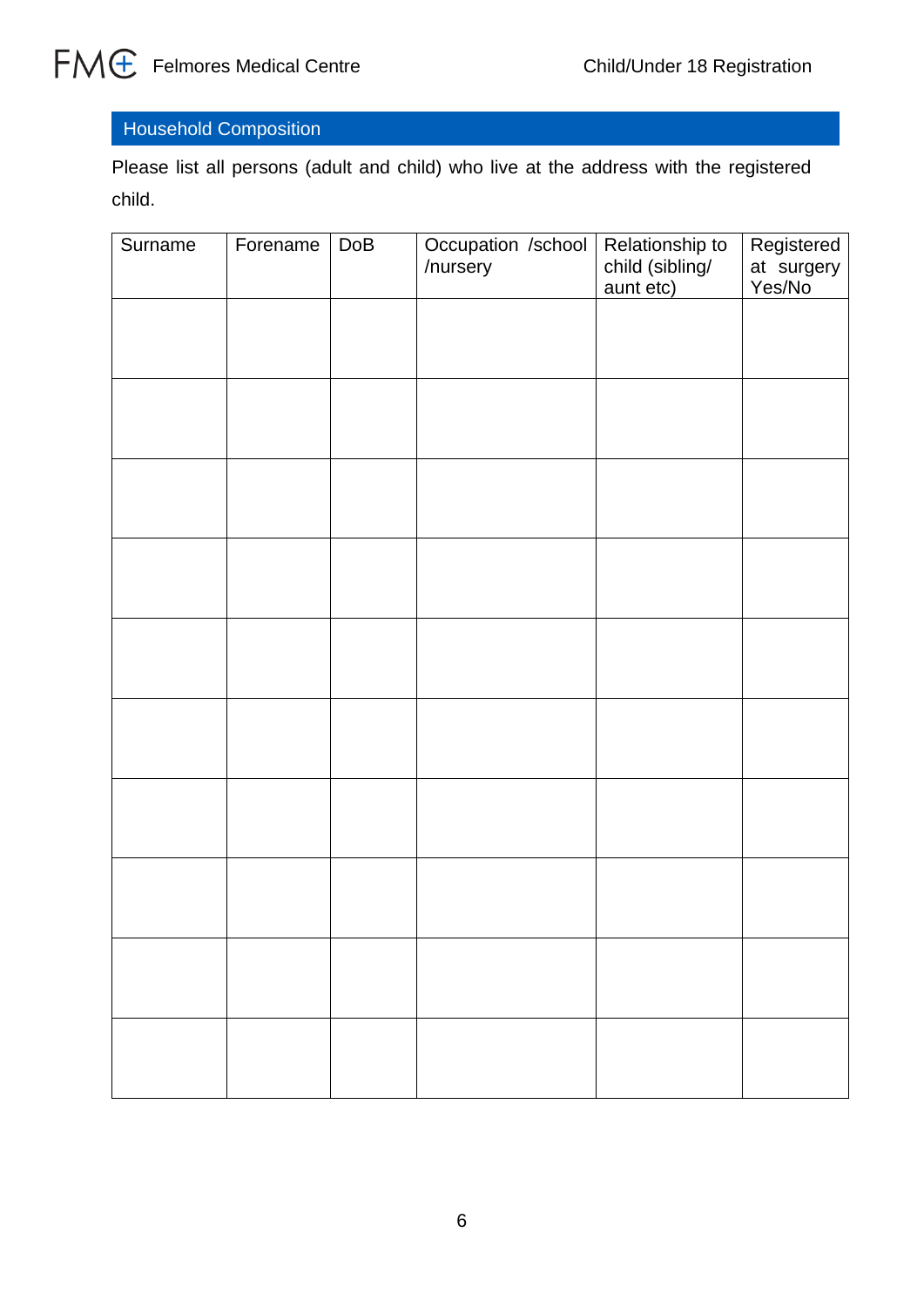## Household Composition

Please list all persons (adult and child) who live at the address with the registered child.

| Surname | Forename | DoB | Occupation /school /nursery | Relationship to child (sibling/ aunt etc) | Registered at surgery Yes/No |
|---|---|---|---|---|---|
| | | | | | |
| | | | | | |
| | | | | | |
| | | | | | |
| | | | | | |
| | | | | | |
| | | | | | |
| | | | | | |
| | | | | | |
| | | | | | |